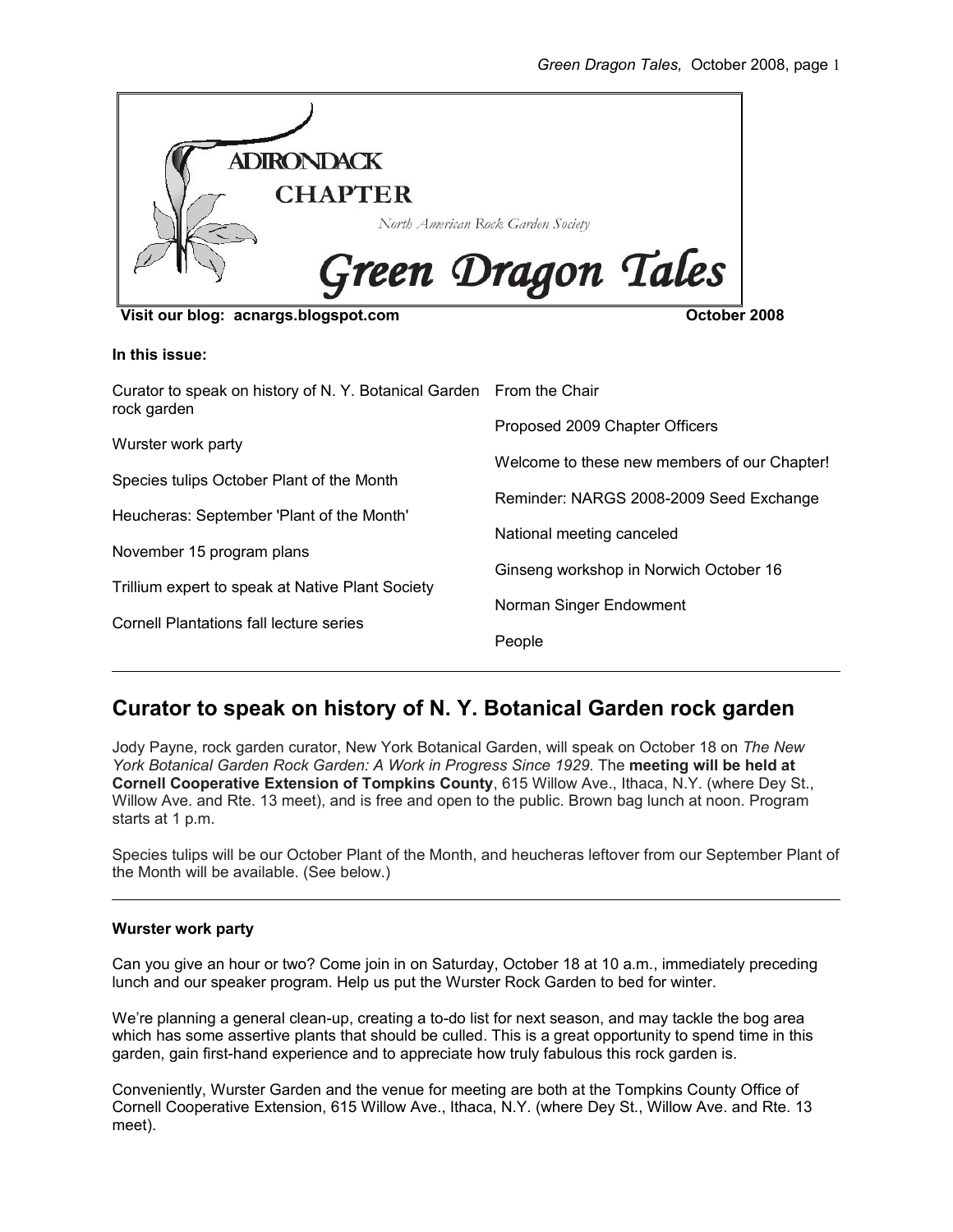# ADIRONDACK CHAPTER

North American Rock Garden Society

# Green Dragon Tales

**Visit our blog: acnargs.blogspot.com** **October 2008**

**In this issue:**

Curator to speak on history of N. Y. Botanical Garden rock garden

Wurster work party

Species tulips October Plant of the Month

Heucheras: September 'Plant of the Month'

November 15 program plans

Trillium expert to speak at Native Plant Society

Cornell Plantations fall lecture series

From the Chair

Proposed 2009 Chapter Officers

Welcome to these new members of our Chapter!

Reminder: NARGS 2008-2009 Seed Exchange

National meeting canceled

Ginseng workshop in Norwich October 16

Norman Singer Endowment

People

---

## Curator to speak on history of N. Y. Botanical Garden rock garden

Jody Payne, rock garden curator, New York Botanical Garden, will speak on October 18 on *The New York Botanical Garden Rock Garden: A Work in Progress Since 1929*. The **meeting will be held at Cornell Cooperative Extension of Tompkins County**, 615 Willow Ave., Ithaca, N.Y. (where Dey St., Willow Ave. and Rte. 13 meet), and is free and open to the public. Brown bag lunch at noon. Program starts at 1 p.m.

Species tulips will be our October Plant of the Month, and heucheras leftover from our September Plant of the Month will be available. (See below.)

---

### Wurster work party

Can you give an hour or two? Come join in on Saturday, October 18 at 10 a.m., immediately preceding lunch and our speaker program. Help us put the Wurster Rock Garden to bed for winter.

We're planning a general clean-up, creating a to-do list for next season, and may tackle the bog area which has some assertive plants that should be culled. This is a great opportunity to spend time in this garden, gain first-hand experience and to appreciate how truly fabulous this rock garden is.

Conveniently, Wurster Garden and the venue for meeting are both at the Tompkins County Office of Cornell Cooperative Extension, 615 Willow Ave., Ithaca, N.Y. (where Dey St., Willow Ave. and Rte. 13 meet).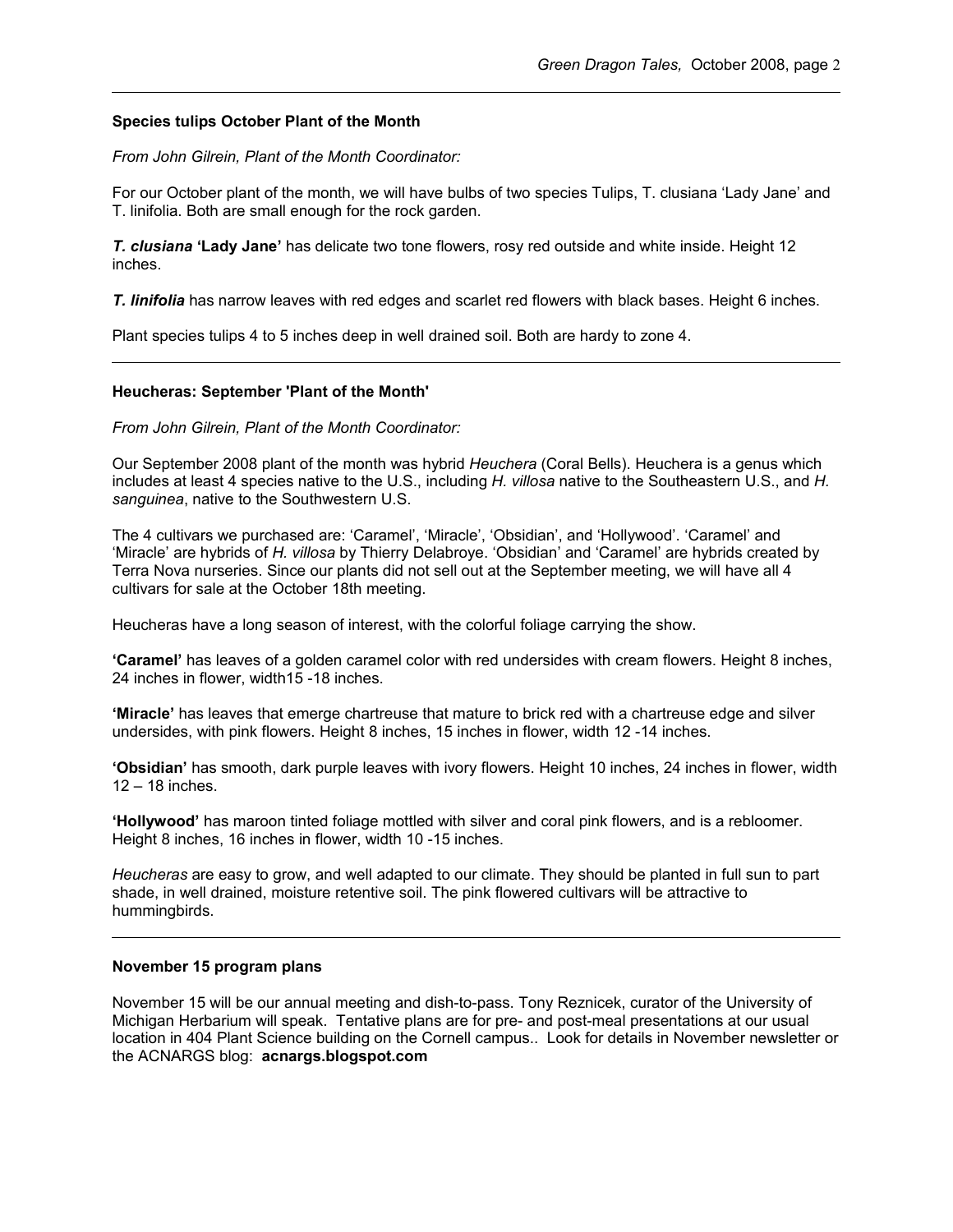**Species tulips October Plant of the Month**

*From John Gilrein, Plant of the Month Coordinator:*

For our October plant of the month, we will have bulbs of two species Tulips, T. clusiana 'Lady Jane' and T. linifolia. Both are small enough for the rock garden.

***T. clusiana* 'Lady Jane'** has delicate two tone flowers, rosy red outside and white inside. Height 12 inches.

***T. linifolia*** has narrow leaves with red edges and scarlet red flowers with black bases. Height 6 inches.

Plant species tulips 4 to 5 inches deep in well drained soil. Both are hardy to zone 4.

---

**Heucheras: September 'Plant of the Month'**

*From John Gilrein, Plant of the Month Coordinator:*

Our September 2008 plant of the month was hybrid *Heuchera* (Coral Bells). Heuchera is a genus which includes at least 4 species native to the U.S., including *H. villosa* native to the Southeastern U.S., and *H. sanguinea*, native to the Southwestern U.S.

The 4 cultivars we purchased are: 'Caramel', 'Miracle', 'Obsidian', and 'Hollywood'. 'Caramel' and 'Miracle' are hybrids of *H. villosa* by Thierry Delabroye. 'Obsidian' and 'Caramel' are hybrids created by Terra Nova nurseries. Since our plants did not sell out at the September meeting, we will have all 4 cultivars for sale at the October 18th meeting.

Heucheras have a long season of interest, with the colorful foliage carrying the show.

**'Caramel'** has leaves of a golden caramel color with red undersides with cream flowers. Height 8 inches, 24 inches in flower, width15 -18 inches.

**'Miracle'** has leaves that emerge chartreuse that mature to brick red with a chartreuse edge and silver undersides, with pink flowers. Height 8 inches, 15 inches in flower, width 12 -14 inches.

**'Obsidian'** has smooth, dark purple leaves with ivory flowers. Height 10 inches, 24 inches in flower, width 12 – 18 inches.

**'Hollywood'** has maroon tinted foliage mottled with silver and coral pink flowers, and is a rebloomer. Height 8 inches, 16 inches in flower, width 10 -15 inches.

*Heucheras* are easy to grow, and well adapted to our climate. They should be planted in full sun to part shade, in well drained, moisture retentive soil. The pink flowered cultivars will be attractive to hummingbirds.

---

**November 15 program plans**

November 15 will be our annual meeting and dish-to-pass. Tony Reznicek, curator of the University of Michigan Herbarium will speak. Tentative plans are for pre- and post-meal presentations at our usual location in 404 Plant Science building on the Cornell campus.. Look for details in November newsletter or the ACNARGS blog: **acnargs.blogspot.com**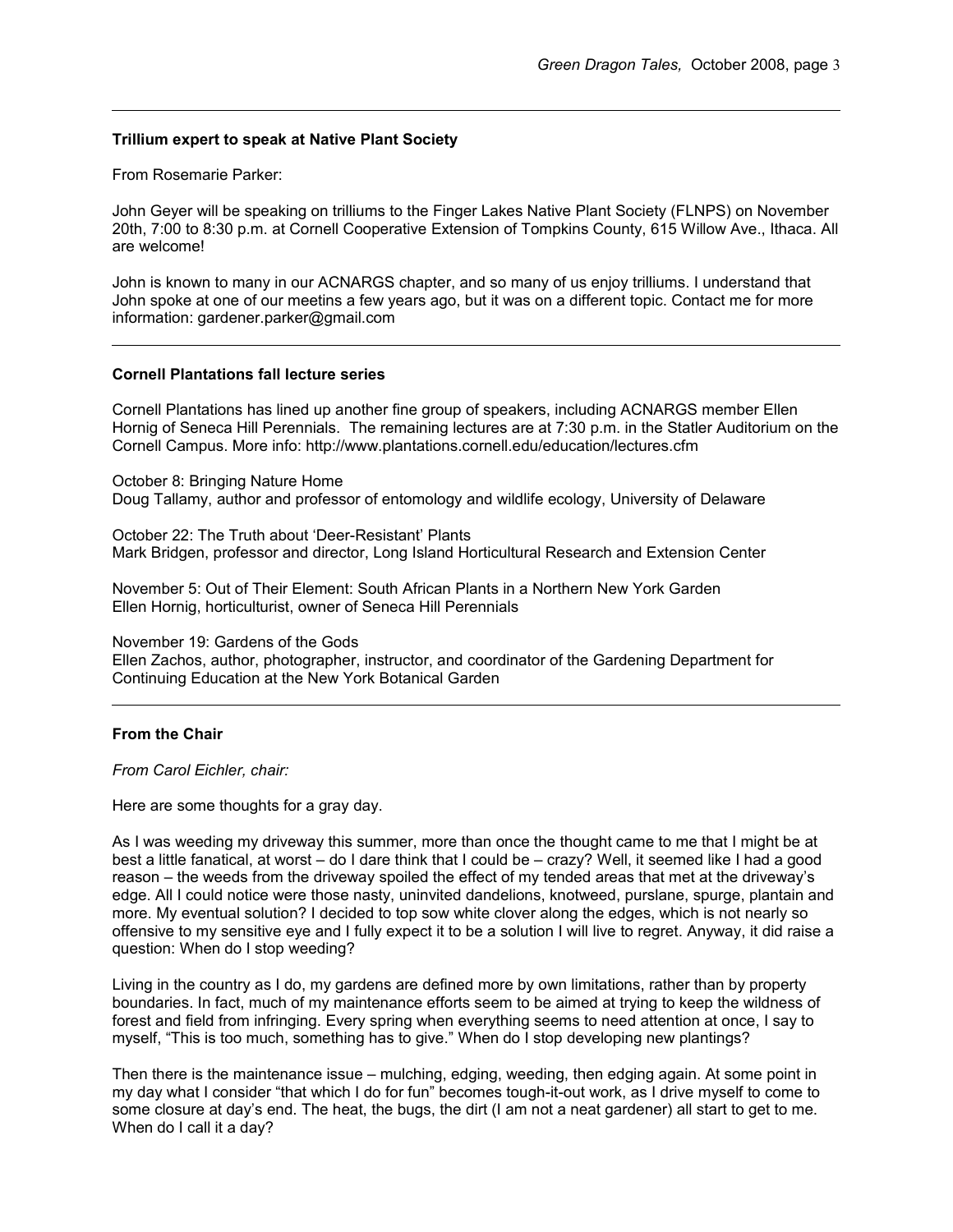### Trillium expert to speak at Native Plant Society

From Rosemarie Parker:

John Geyer will be speaking on trilliums to the Finger Lakes Native Plant Society (FLNPS) on November 20th, 7:00 to 8:30 p.m. at Cornell Cooperative Extension of Tompkins County, 615 Willow Ave., Ithaca. All are welcome!

John is known to many in our ACNARGS chapter, and so many of us enjoy trilliums. I understand that John spoke at one of our meetins a few years ago, but it was on a different topic. Contact me for more information: gardener.parker@gmail.com

---

### Cornell Plantations fall lecture series

Cornell Plantations has lined up another fine group of speakers, including ACNARGS member Ellen Hornig of Seneca Hill Perennials. The remaining lectures are at 7:30 p.m. in the Statler Auditorium on the Cornell Campus. More info: http://www.plantations.cornell.edu/education/lectures.cfm

October 8: Bringing Nature Home
Doug Tallamy, author and professor of entomology and wildlife ecology, University of Delaware

October 22: The Truth about 'Deer-Resistant' Plants
Mark Bridgen, professor and director, Long Island Horticultural Research and Extension Center

November 5: Out of Their Element: South African Plants in a Northern New York Garden
Ellen Hornig, horticulturist, owner of Seneca Hill Perennials

November 19: Gardens of the Gods
Ellen Zachos, author, photographer, instructor, and coordinator of the Gardening Department for Continuing Education at the New York Botanical Garden

---

### From the Chair

*From Carol Eichler, chair:*

Here are some thoughts for a gray day.

As I was weeding my driveway this summer, more than once the thought came to me that I might be at best a little fanatical, at worst – do I dare think that I could be – crazy? Well, it seemed like I had a good reason – the weeds from the driveway spoiled the effect of my tended areas that met at the driveway's edge. All I could notice were those nasty, uninvited dandelions, knotweed, purslane, spurge, plantain and more. My eventual solution? I decided to top sow white clover along the edges, which is not nearly so offensive to my sensitive eye and I fully expect it to be a solution I will live to regret. Anyway, it did raise a question: When do I stop weeding?

Living in the country as I do, my gardens are defined more by own limitations, rather than by property boundaries. In fact, much of my maintenance efforts seem to be aimed at trying to keep the wildness of forest and field from infringing. Every spring when everything seems to need attention at once, I say to myself, "This is too much, something has to give." When do I stop developing new plantings?

Then there is the maintenance issue – mulching, edging, weeding, then edging again. At some point in my day what I consider "that which I do for fun" becomes tough-it-out work, as I drive myself to come to some closure at day's end. The heat, the bugs, the dirt (I am not a neat gardener) all start to get to me. When do I call it a day?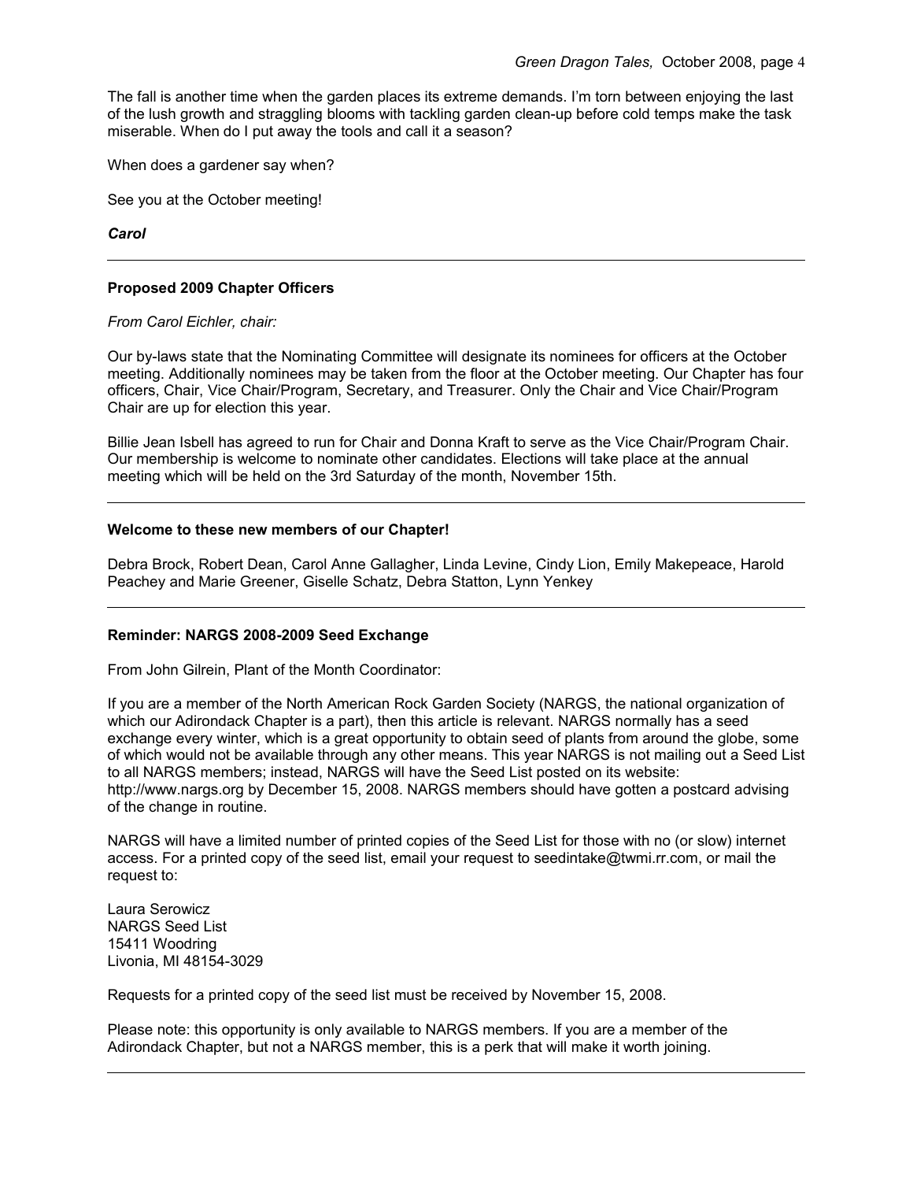The fall is another time when the garden places its extreme demands. I'm torn between enjoying the last of the lush growth and straggling blooms with tackling garden clean-up before cold temps make the task miserable. When do I put away the tools and call it a season?

When does a gardener say when?

See you at the October meeting!

***Carol***

---

**Proposed 2009 Chapter Officers**

*From Carol Eichler, chair:*

Our by-laws state that the Nominating Committee will designate its nominees for officers at the October meeting. Additionally nominees may be taken from the floor at the October meeting. Our Chapter has four officers, Chair, Vice Chair/Program, Secretary, and Treasurer. Only the Chair and Vice Chair/Program Chair are up for election this year.

Billie Jean Isbell has agreed to run for Chair and Donna Kraft to serve as the Vice Chair/Program Chair. Our membership is welcome to nominate other candidates. Elections will take place at the annual meeting which will be held on the 3rd Saturday of the month, November 15th.

---

**Welcome to these new members of our Chapter!**

Debra Brock, Robert Dean, Carol Anne Gallagher, Linda Levine, Cindy Lion, Emily Makepeace, Harold Peachey and Marie Greener, Giselle Schatz, Debra Statton, Lynn Yenkey

---

**Reminder: NARGS 2008-2009 Seed Exchange**

From John Gilrein, Plant of the Month Coordinator:

If you are a member of the North American Rock Garden Society (NARGS, the national organization of which our Adirondack Chapter is a part), then this article is relevant. NARGS normally has a seed exchange every winter, which is a great opportunity to obtain seed of plants from around the globe, some of which would not be available through any other means. This year NARGS is not mailing out a Seed List to all NARGS members; instead, NARGS will have the Seed List posted on its website: http://www.nargs.org by December 15, 2008. NARGS members should have gotten a postcard advising of the change in routine.

NARGS will have a limited number of printed copies of the Seed List for those with no (or slow) internet access. For a printed copy of the seed list, email your request to seedintake@twmi.rr.com, or mail the request to:

Laura Serowicz  
NARGS Seed List  
15411 Woodring  
Livonia, MI 48154-3029

Requests for a printed copy of the seed list must be received by November 15, 2008.

Please note: this opportunity is only available to NARGS members. If you are a member of the Adirondack Chapter, but not a NARGS member, this is a perk that will make it worth joining.

---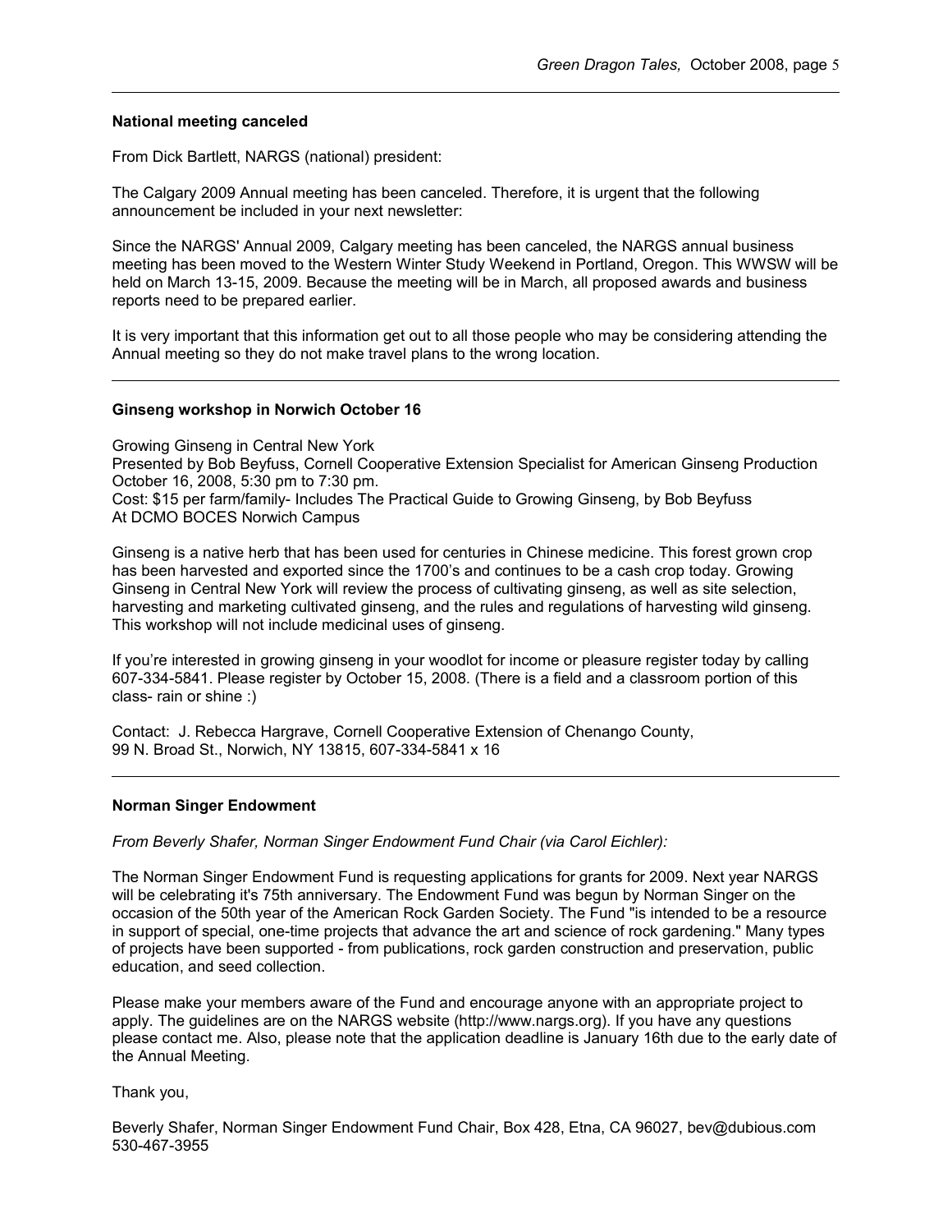## National meeting canceled

From Dick Bartlett, NARGS (national) president:

The Calgary 2009 Annual meeting has been canceled. Therefore, it is urgent that the following announcement be included in your next newsletter:

Since the NARGS' Annual 2009, Calgary meeting has been canceled, the NARGS annual business meeting has been moved to the Western Winter Study Weekend in Portland, Oregon. This WWSW will be held on March 13-15, 2009. Because the meeting will be in March, all proposed awards and business reports need to be prepared earlier.

It is very important that this information get out to all those people who may be considering attending the Annual meeting so they do not make travel plans to the wrong location.

---

## Ginseng workshop in Norwich October 16

Growing Ginseng in Central New York
Presented by Bob Beyfuss, Cornell Cooperative Extension Specialist for American Ginseng Production
October 16, 2008, 5:30 pm to 7:30 pm.
Cost: $15 per farm/family- Includes The Practical Guide to Growing Ginseng, by Bob Beyfuss
At DCMO BOCES Norwich Campus

Ginseng is a native herb that has been used for centuries in Chinese medicine. This forest grown crop has been harvested and exported since the 1700's and continues to be a cash crop today. Growing Ginseng in Central New York will review the process of cultivating ginseng, as well as site selection, harvesting and marketing cultivated ginseng, and the rules and regulations of harvesting wild ginseng. This workshop will not include medicinal uses of ginseng.

If you're interested in growing ginseng in your woodlot for income or pleasure register today by calling 607-334-5841. Please register by October 15, 2008. (There is a field and a classroom portion of this class- rain or shine :)

Contact: J. Rebecca Hargrave, Cornell Cooperative Extension of Chenango County,
99 N. Broad St., Norwich, NY 13815, 607-334-5841 x 16

---

## Norman Singer Endowment

*From Beverly Shafer, Norman Singer Endowment Fund Chair (via Carol Eichler):*

The Norman Singer Endowment Fund is requesting applications for grants for 2009. Next year NARGS will be celebrating it's 75th anniversary. The Endowment Fund was begun by Norman Singer on the occasion of the 50th year of the American Rock Garden Society. The Fund "is intended to be a resource in support of special, one-time projects that advance the art and science of rock gardening." Many types of projects have been supported - from publications, rock garden construction and preservation, public education, and seed collection.

Please make your members aware of the Fund and encourage anyone with an appropriate project to apply. The guidelines are on the NARGS website (http://www.nargs.org). If you have any questions please contact me. Also, please note that the application deadline is January 16th due to the early date of the Annual Meeting.

Thank you,

Beverly Shafer, Norman Singer Endowment Fund Chair, Box 428, Etna, CA 96027, bev@dubious.com
530-467-3955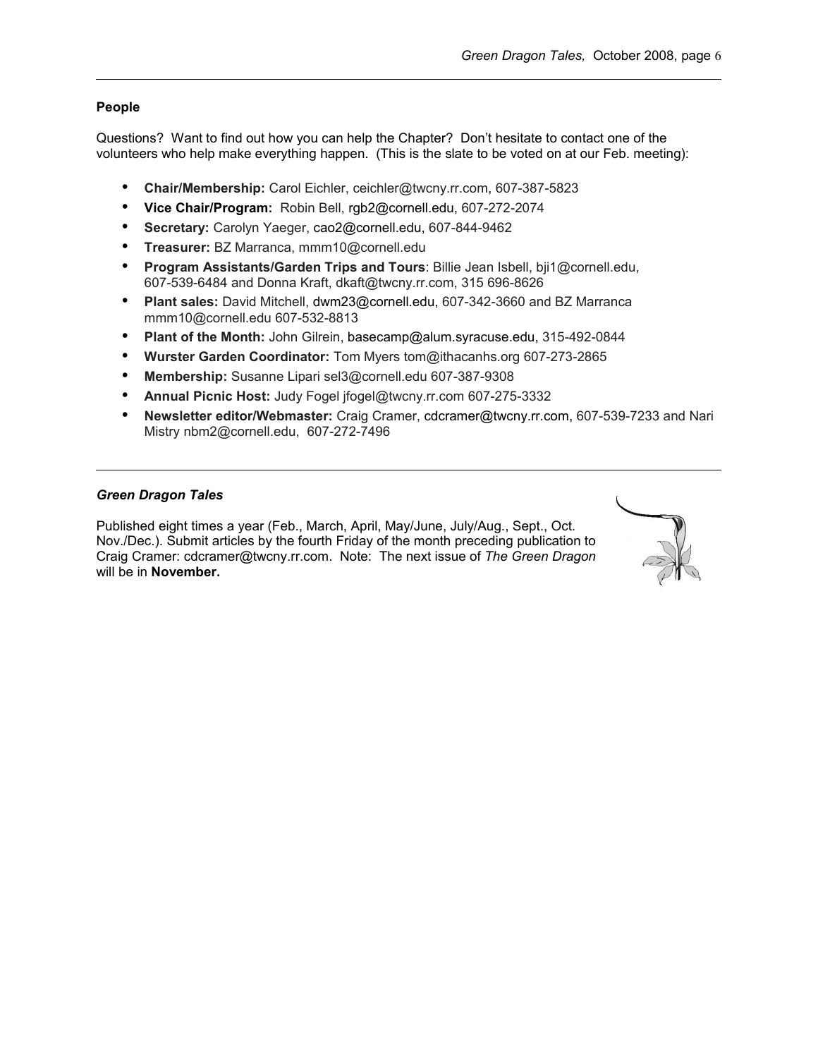## People

Questions? Want to find out how you can help the Chapter? Don't hesitate to contact one of the volunteers who help make everything happen. (This is the slate to be voted on at our Feb. meeting):

- **Chair/Membership:** Carol Eichler, ceichler@twcny.rr.com, 607-387-5823
- **Vice Chair/Program:** Robin Bell, rgb2@cornell.edu, 607-272-2074
- **Secretary:** Carolyn Yaeger, cao2@cornell.edu, 607-844-9462
- **Treasurer:** BZ Marranca, mmm10@cornell.edu
- **Program Assistants/Garden Trips and Tours**: Billie Jean Isbell, bji1@cornell.edu, 607-539-6484 and Donna Kraft, dkaft@twcny.rr.com, 315 696-8626
- **Plant sales:** David Mitchell, dwm23@cornell.edu, 607-342-3660 and BZ Marranca mmm10@cornell.edu 607-532-8813
- **Plant of the Month:** John Gilrein, basecamp@alum.syracuse.edu, 315-492-0844
- **Wurster Garden Coordinator:** Tom Myers tom@ithacanhs.org 607-273-2865
- **Membership:** Susanne Lipari sel3@cornell.edu 607-387-9308
- **Annual Picnic Host:** Judy Fogel jfogel@twcny.rr.com 607-275-3332
- **Newsletter editor/Webmaster:** Craig Cramer, cdcramer@twcny.rr.com, 607-539-7233 and Nari Mistry nbm2@cornell.edu, 607-272-7496

## *Green Dragon Tales*

Published eight times a year (Feb., March, April, May/June, July/Aug., Sept., Oct. Nov./Dec.). Submit articles by the fourth Friday of the month preceding publication to Craig Cramer: cdcramer@twcny.rr.com. Note: The next issue of *The Green Dragon* will be in **November.**